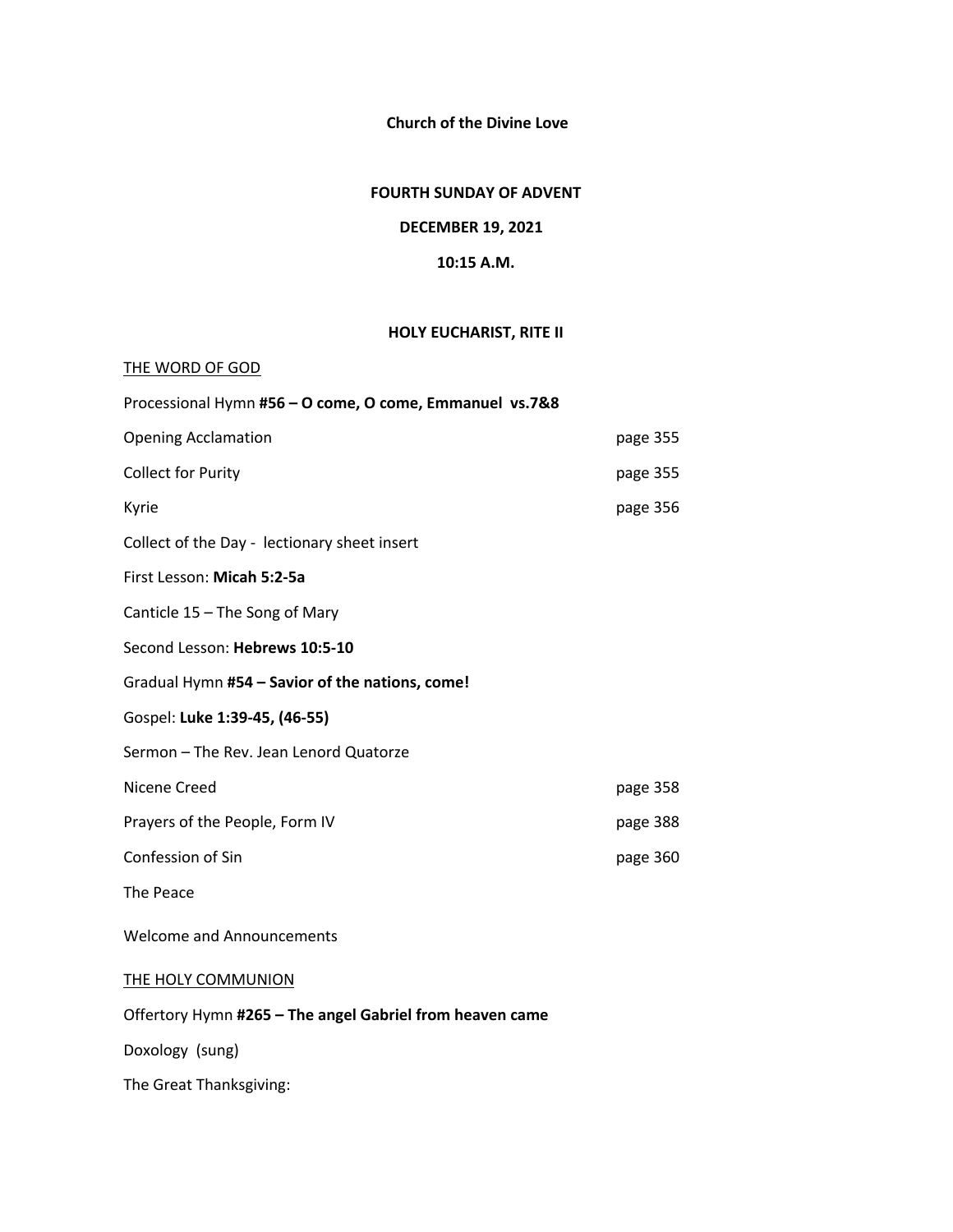**Church of the Divine Love**

**FOURTH SUNDAY OF ADVENT**

**DECEMBER 19, 2021**

**10:15 A.M.**

**HOLY EUCHARIST, RITE II**

THE WORD OF GOD

Processional Hymn **#56 – O come, O come, Emmanuel vs.7&8**

Opening Acclamation page 355

Collect for Purity page 355

Kyrie page 356

Collect of the Day - lectionary sheet insert

First Lesson: **Micah 5:2-5a**

Canticle 15 – The Song of Mary

Second Lesson: **Hebrews 10:5-10**

Gradual Hymn **#54 – Savior of the nations, come!**

Gospel: **Luke 1:39-45, (46-55)**

Sermon – The Rev. Jean Lenord Quatorze

Nicene Creed page 358

Prayers of the People, Form IV page 388

Confession of Sin page 360

The Peace

Welcome and Announcements

THE HOLY COMMUNION

Offertory Hymn **#265 – The angel Gabriel from heaven came**

Doxology (sung)

The Great Thanksgiving: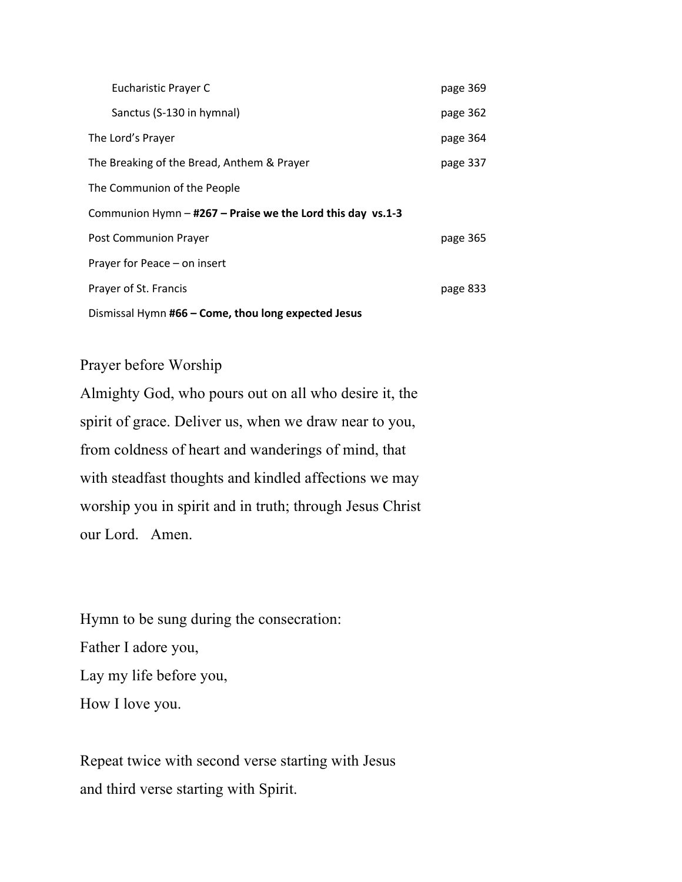| | |
|---|---|
| Eucharistic Prayer C | page 369 |
| Sanctus (S-130 in hymnal) | page 362 |
| The Lord's Prayer | page 364 |
| The Breaking of the Bread, Anthem & Prayer | page 337 |
| The Communion of the People | |
| Communion Hymn – **#267 – Praise we the Lord this day vs.1-3** | |
| Post Communion Prayer | page 365 |
| Prayer for Peace – on insert | |
| Prayer of St. Francis | page 833 |
| Dismissal Hymn **#66 – Come, thou long expected Jesus** | |

Prayer before Worship

Almighty God, who pours out on all who desire it, the spirit of grace. Deliver us, when we draw near to you, from coldness of heart and wanderings of mind, that with steadfast thoughts and kindled affections we may worship you in spirit and in truth; through Jesus Christ our Lord. Amen.

Hymn to be sung during the consecration:

Father I adore you,
Lay my life before you,
How I love you.

Repeat twice with second verse starting with Jesus and third verse starting with Spirit.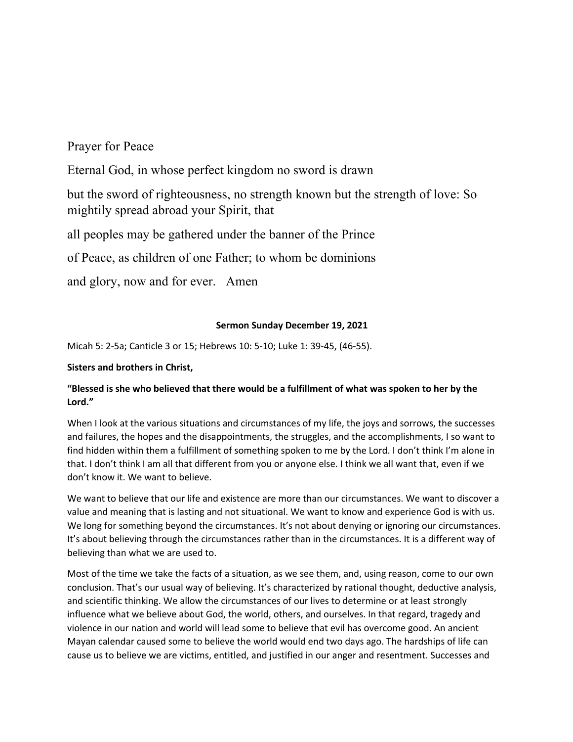Prayer for Peace

Eternal God, in whose perfect kingdom no sword is drawn

but the sword of righteousness, no strength known but the strength of love: So mightily spread abroad your Spirit, that

all peoples may be gathered under the banner of the Prince

of Peace, as children of one Father; to whom be dominions

and glory, now and for ever. Amen

**Sermon Sunday December 19, 2021**

Micah 5: 2-5a; Canticle 3 or 15; Hebrews 10: 5-10; Luke 1: 39-45, (46-55).

**Sisters and brothers in Christ,**

**"Blessed is she who believed that there would be a fulfillment of what was spoken to her by the Lord."**

When I look at the various situations and circumstances of my life, the joys and sorrows, the successes and failures, the hopes and the disappointments, the struggles, and the accomplishments, I so want to find hidden within them a fulfillment of something spoken to me by the Lord. I don't think I'm alone in that. I don't think I am all that different from you or anyone else. I think we all want that, even if we don't know it. We want to believe.

We want to believe that our life and existence are more than our circumstances. We want to discover a value and meaning that is lasting and not situational. We want to know and experience God is with us. We long for something beyond the circumstances. It's not about denying or ignoring our circumstances. It's about believing through the circumstances rather than in the circumstances. It is a different way of believing than what we are used to.

Most of the time we take the facts of a situation, as we see them, and, using reason, come to our own conclusion. That's our usual way of believing. It's characterized by rational thought, deductive analysis, and scientific thinking. We allow the circumstances of our lives to determine or at least strongly influence what we believe about God, the world, others, and ourselves. In that regard, tragedy and violence in our nation and world will lead some to believe that evil has overcome good. An ancient Mayan calendar caused some to believe the world would end two days ago. The hardships of life can cause us to believe we are victims, entitled, and justified in our anger and resentment. Successes and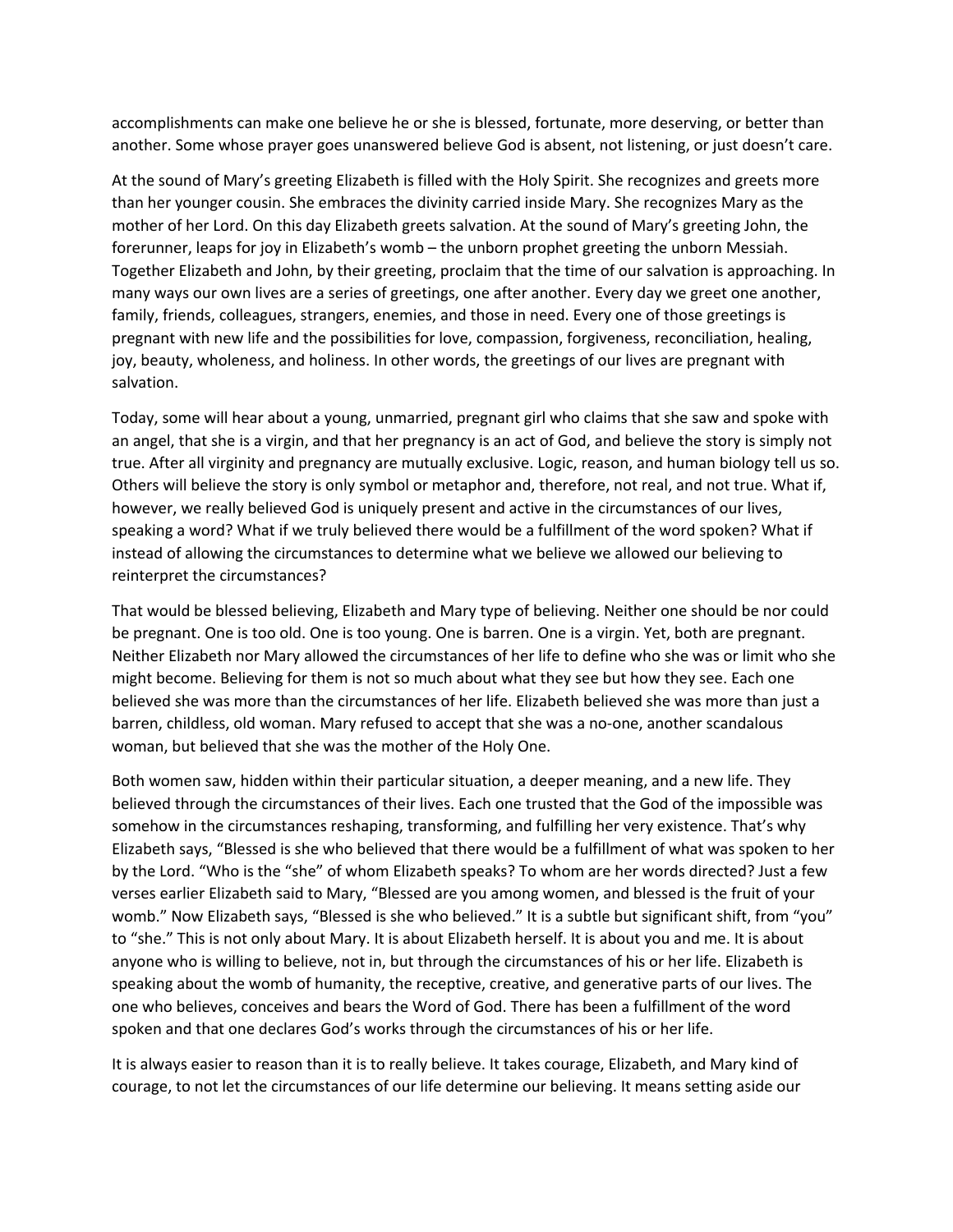accomplishments can make one believe he or she is blessed, fortunate, more deserving, or better than another. Some whose prayer goes unanswered believe God is absent, not listening, or just doesn't care.

At the sound of Mary's greeting Elizabeth is filled with the Holy Spirit. She recognizes and greets more than her younger cousin. She embraces the divinity carried inside Mary. She recognizes Mary as the mother of her Lord. On this day Elizabeth greets salvation. At the sound of Mary's greeting John, the forerunner, leaps for joy in Elizabeth's womb – the unborn prophet greeting the unborn Messiah. Together Elizabeth and John, by their greeting, proclaim that the time of our salvation is approaching. In many ways our own lives are a series of greetings, one after another. Every day we greet one another, family, friends, colleagues, strangers, enemies, and those in need. Every one of those greetings is pregnant with new life and the possibilities for love, compassion, forgiveness, reconciliation, healing, joy, beauty, wholeness, and holiness. In other words, the greetings of our lives are pregnant with salvation.

Today, some will hear about a young, unmarried, pregnant girl who claims that she saw and spoke with an angel, that she is a virgin, and that her pregnancy is an act of God, and believe the story is simply not true. After all virginity and pregnancy are mutually exclusive. Logic, reason, and human biology tell us so. Others will believe the story is only symbol or metaphor and, therefore, not real, and not true. What if, however, we really believed God is uniquely present and active in the circumstances of our lives, speaking a word? What if we truly believed there would be a fulfillment of the word spoken? What if instead of allowing the circumstances to determine what we believe we allowed our believing to reinterpret the circumstances?

That would be blessed believing, Elizabeth and Mary type of believing. Neither one should be nor could be pregnant. One is too old. One is too young. One is barren. One is a virgin. Yet, both are pregnant. Neither Elizabeth nor Mary allowed the circumstances of her life to define who she was or limit who she might become. Believing for them is not so much about what they see but how they see. Each one believed she was more than the circumstances of her life. Elizabeth believed she was more than just a barren, childless, old woman. Mary refused to accept that she was a no-one, another scandalous woman, but believed that she was the mother of the Holy One.

Both women saw, hidden within their particular situation, a deeper meaning, and a new life. They believed through the circumstances of their lives. Each one trusted that the God of the impossible was somehow in the circumstances reshaping, transforming, and fulfilling her very existence. That's why Elizabeth says, "Blessed is she who believed that there would be a fulfillment of what was spoken to her by the Lord. "Who is the "she" of whom Elizabeth speaks? To whom are her words directed? Just a few verses earlier Elizabeth said to Mary, "Blessed are you among women, and blessed is the fruit of your womb." Now Elizabeth says, "Blessed is she who believed." It is a subtle but significant shift, from "you" to "she." This is not only about Mary. It is about Elizabeth herself. It is about you and me. It is about anyone who is willing to believe, not in, but through the circumstances of his or her life. Elizabeth is speaking about the womb of humanity, the receptive, creative, and generative parts of our lives. The one who believes, conceives and bears the Word of God. There has been a fulfillment of the word spoken and that one declares God's works through the circumstances of his or her life.

It is always easier to reason than it is to really believe. It takes courage, Elizabeth, and Mary kind of courage, to not let the circumstances of our life determine our believing. It means setting aside our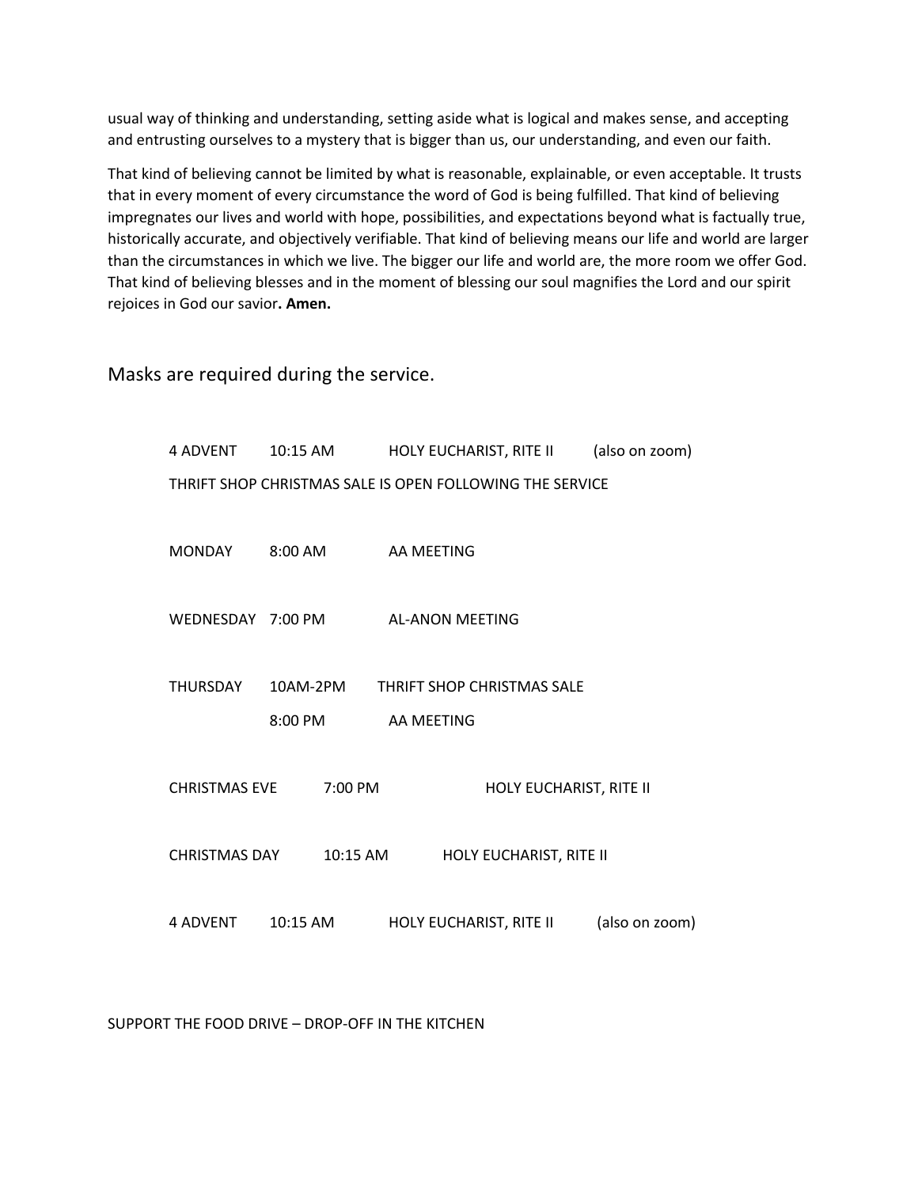usual way of thinking and understanding, setting aside what is logical and makes sense, and accepting and entrusting ourselves to a mystery that is bigger than us, our understanding, and even our faith.

That kind of believing cannot be limited by what is reasonable, explainable, or even acceptable. It trusts that in every moment of every circumstance the word of God is being fulfilled. That kind of believing impregnates our lives and world with hope, possibilities, and expectations beyond what is factually true, historically accurate, and objectively verifiable. That kind of believing means our life and world are larger than the circumstances in which we live. The bigger our life and world are, the more room we offer God. That kind of believing blesses and in the moment of blessing our soul magnifies the Lord and our spirit rejoices in God our savior**. Amen.**

Masks are required during the service.

4 ADVENT 10:15 AM HOLY EUCHARIST, RITE II (also on zoom)

THRIFT SHOP CHRISTMAS SALE IS OPEN FOLLOWING THE SERVICE

MONDAY 8:00 AM AA MEETING

WEDNESDAY 7:00 PM AL-ANON MEETING

THURSDAY 10AM-2PM THRIFT SHOP CHRISTMAS SALE

8:00 PM AA MEETING

CHRISTMAS EVE 7:00 PM HOLY EUCHARIST, RITE II

CHRISTMAS DAY 10:15 AM HOLY EUCHARIST, RITE II

4 ADVENT 10:15 AM HOLY EUCHARIST, RITE II (also on zoom)

SUPPORT THE FOOD DRIVE – DROP-OFF IN THE KITCHEN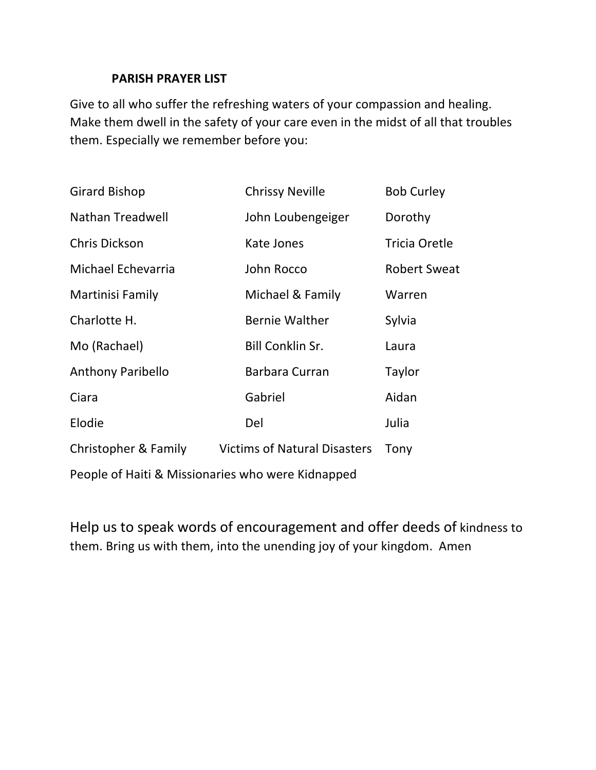**PARISH PRAYER LIST**

Give to all who suffer the refreshing waters of your compassion and healing. Make them dwell in the safety of your care even in the midst of all that troubles them. Especially we remember before you:

| | | |
|---|---|---|
| Girard Bishop | Chrissy Neville | Bob Curley |
| Nathan Treadwell | John Loubengeiger | Dorothy |
| Chris Dickson | Kate Jones | Tricia Oretle |
| Michael Echevarria | John Rocco | Robert Sweat |
| Martinisi Family | Michael & Family | Warren |
| Charlotte H. | Bernie Walther | Sylvia |
| Mo (Rachael) | Bill Conklin Sr. | Laura |
| Anthony Paribello | Barbara Curran | Taylor |
| Ciara | Gabriel | Aidan |
| Elodie | Del | Julia |
| Christopher & Family | Victims of Natural Disasters | Tony |

People of Haiti & Missionaries who were Kidnapped

Help us to speak words of encouragement and offer deeds of kindness to them. Bring us with them, into the unending joy of your kingdom. Amen